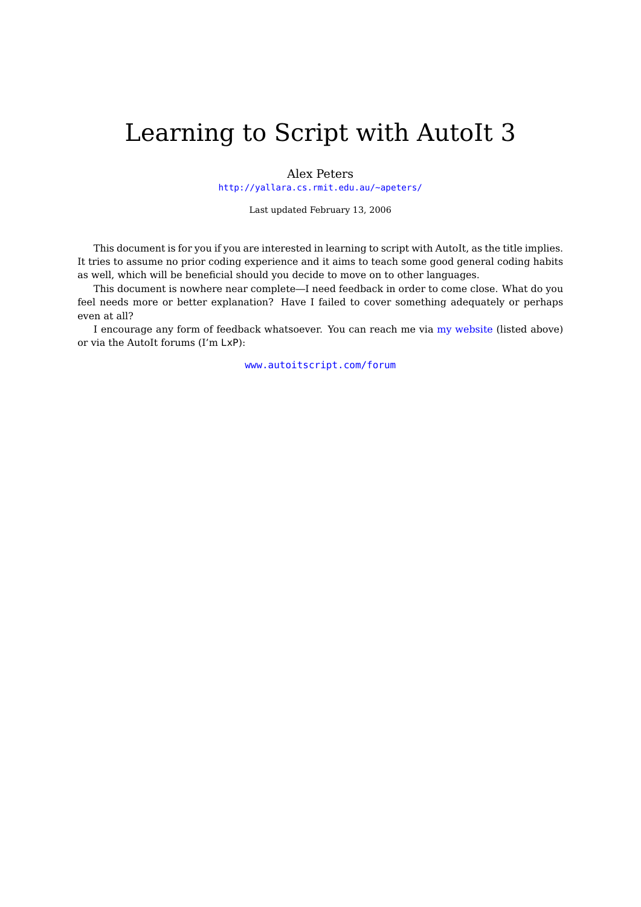# Learning to Script with AutoIt 3

Alex Peters

http://yallara.cs.rmit.edu.au/~apeters/

Last updated February 13, 2006

This document is for you if you are interested in learning to script with AutoIt, as the title implies. It tries to assume no prior coding experience and it aims to teach some good general coding habits as well, which will be beneficial should you decide to move on to other languages.

This document is nowhere near complete—I need feedback in order to come close. What do you feel needs more or better explanation? Have I failed to cover something adequately or perhaps even at all?

I encourage any form of feedback whatsoever. You can reach me via my website (listed above) or via the AutoIt forums (I'm LxP):

www.autoitscript.com/forum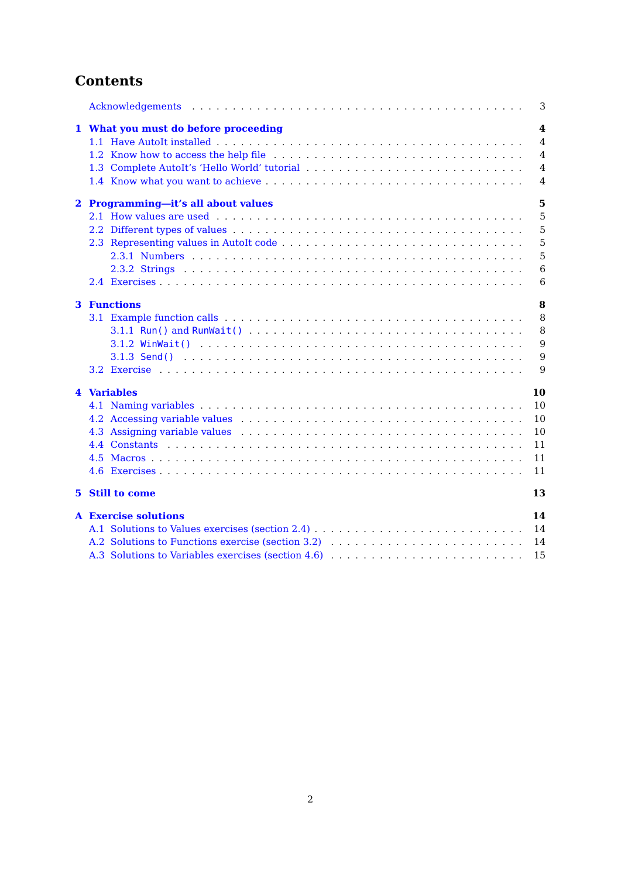# Contents

Acknowledgements . . . . . 3

**1 What you must do before proceeding** **4**
- 1.1 Have AutoIt installed . . . . . 4
- 1.2 Know how to access the help file . . . . . 4
- 1.3 Complete AutoIt's 'Hello World' tutorial . . . . . 4
- 1.4 Know what you want to achieve . . . . . 4

**2 Programming—it's all about values** **5**
- 2.1 How values are used . . . . . 5
- 2.2 Different types of values . . . . . 5
- 2.3 Representing values in AutoIt code . . . . . 5
  - 2.3.1 Numbers . . . . . 5
  - 2.3.2 Strings . . . . . 6
- 2.4 Exercises . . . . . 6

**3 Functions** **8**
- 3.1 Example function calls . . . . . 8
  - 3.1.1 `Run()` and `RunWait()` . . . . . 8
  - 3.1.2 `WinWait()` . . . . . 9
  - 3.1.3 `Send()` . . . . . 9
- 3.2 Exercise . . . . . 9

**4 Variables** **10**
- 4.1 Naming variables . . . . . 10
- 4.2 Accessing variable values . . . . . 10
- 4.3 Assigning variable values . . . . . 10
- 4.4 Constants . . . . . 11
- 4.5 Macros . . . . . 11
- 4.6 Exercises . . . . . 11

**5 Still to come** **13**

**A Exercise solutions** **14**
- A.1 Solutions to Values exercises (section 2.4) . . . . . 14
- A.2 Solutions to Functions exercise (section 3.2) . . . . . 14
- A.3 Solutions to Variables exercises (section 4.6) . . . . . 15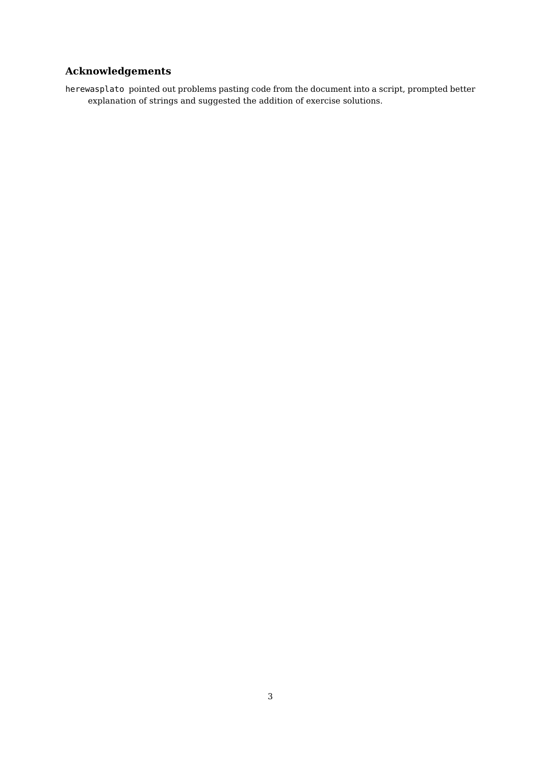## Acknowledgements

`herewasplato` pointed out problems pasting code from the document into a script, prompted better explanation of strings and suggested the addition of exercise solutions.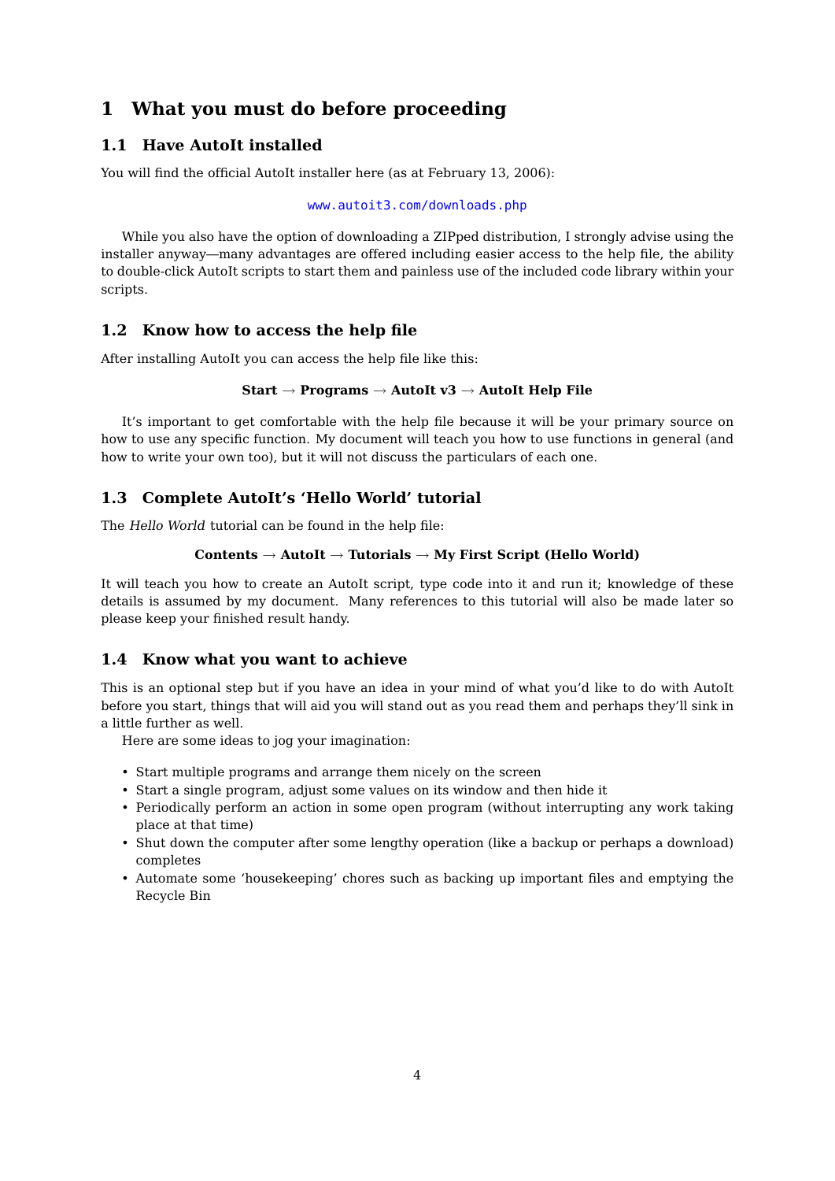# 1 What you must do before proceeding

## 1.1 Have AutoIt installed

You will find the official AutoIt installer here (as at February 13, 2006):

www.autoit3.com/downloads.php

While you also have the option of downloading a ZIPped distribution, I strongly advise using the installer anyway—many advantages are offered including easier access to the help file, the ability to double-click AutoIt scripts to start them and painless use of the included code library within your scripts.

## 1.2 Know how to access the help file

After installing AutoIt you can access the help file like this:

**Start** → **Programs** → **AutoIt v3** → **AutoIt Help File**

It's important to get comfortable with the help file because it will be your primary source on how to use any specific function. My document will teach you how to use functions in general (and how to write your own too), but it will not discuss the particulars of each one.

## 1.3 Complete AutoIt's 'Hello World' tutorial

The *Hello World* tutorial can be found in the help file:

**Contents** → **AutoIt** → **Tutorials** → **My First Script (Hello World)**

It will teach you how to create an AutoIt script, type code into it and run it; knowledge of these details is assumed by my document. Many references to this tutorial will also be made later so please keep your finished result handy.

## 1.4 Know what you want to achieve

This is an optional step but if you have an idea in your mind of what you'd like to do with AutoIt before you start, things that will aid you will stand out as you read them and perhaps they'll sink in a little further as well.

Here are some ideas to jog your imagination:

- Start multiple programs and arrange them nicely on the screen
- Start a single program, adjust some values on its window and then hide it
- Periodically perform an action in some open program (without interrupting any work taking place at that time)
- Shut down the computer after some lengthy operation (like a backup or perhaps a download) completes
- Automate some 'housekeeping' chores such as backing up important files and emptying the Recycle Bin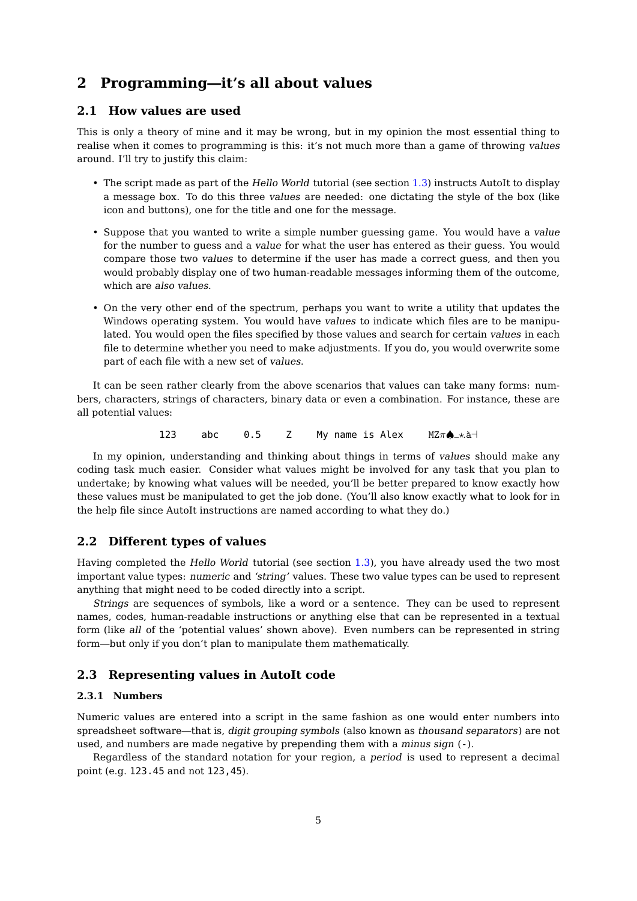# 2 Programming—it's all about values

## 2.1 How values are used

This is only a theory of mine and it may be wrong, but in my opinion the most essential thing to realise when it comes to programming is this: it's not much more than a game of throwing *values* around. I'll try to justify this claim:

- The script made as part of the *Hello World* tutorial (see section 1.3) instructs AutoIt to display a message box. To do this three *values* are needed: one dictating the style of the box (like icon and buttons), one for the title and one for the message.
- Suppose that you wanted to write a simple number guessing game. You would have a *value* for the number to guess and a *value* for what the user has entered as their guess. You would compare those two *values* to determine if the user has made a correct guess, and then you would probably display one of two human-readable messages informing them of the outcome, which are *also values*.
- On the very other end of the spectrum, perhaps you want to write a utility that updates the Windows operating system. You would have *values* to indicate which files are to be manipulated. You would open the files specified by those values and search for certain *values* in each file to determine whether you need to make adjustments. If you do, you would overwrite some part of each file with a new set of *values*.

It can be seen rather clearly from the above scenarios that values can take many forms: numbers, characters, strings of characters, binary data or even a combination. For instance, these are all potential values:

`123`    `abc`    `0.5`    `Z`    `My name is Alex`    `MZπ♠_⋆.à⊣`

In my opinion, understanding and thinking about things in terms of *values* should make any coding task much easier. Consider what values might be involved for any task that you plan to undertake; by knowing what values will be needed, you'll be better prepared to know exactly how these values must be manipulated to get the job done. (You'll also know exactly what to look for in the help file since AutoIt instructions are named according to what they do.)

## 2.2 Different types of values

Having completed the *Hello World* tutorial (see section 1.3), you have already used the two most important value types: *numeric* and *'string'* values. These two value types can be used to represent anything that might need to be coded directly into a script.

*Strings* are sequences of symbols, like a word or a sentence. They can be used to represent names, codes, human-readable instructions or anything else that can be represented in a textual form (like *all* of the 'potential values' shown above). Even numbers can be represented in string form—but only if you don't plan to manipulate them mathematically.

## 2.3 Representing values in AutoIt code

### 2.3.1 Numbers

Numeric values are entered into a script in the same fashion as one would enter numbers into spreadsheet software—that is, *digit grouping symbols* (also known as *thousand separators*) are not used, and numbers are made negative by prepending them with a *minus sign* (`-`).

Regardless of the standard notation for your region, a *period* is used to represent a decimal point (e.g. `123.45` and not `123,45`).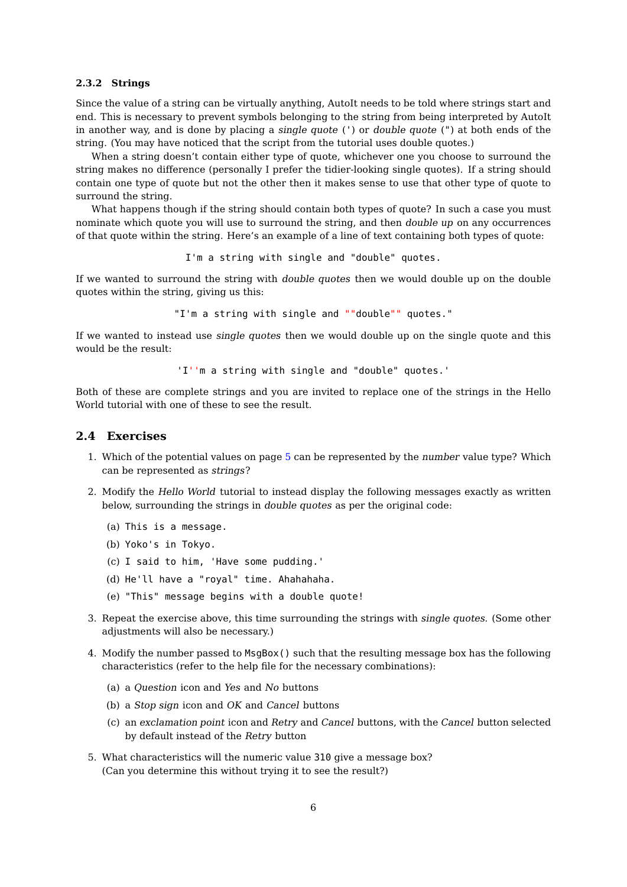### 2.3.2 Strings

Since the value of a string can be virtually anything, AutoIt needs to be told where strings start and end. This is necessary to prevent symbols belonging to the string from being interpreted by AutoIt in another way, and is done by placing a *single quote* (`'`) or *double quote* (`"`) at both ends of the string. (You may have noticed that the script from the tutorial uses double quotes.)

When a string doesn't contain either type of quote, whichever one you choose to surround the string makes no difference (personally I prefer the tidier-looking single quotes). If a string should contain one type of quote but not the other then it makes sense to use that other type of quote to surround the string.

What happens though if the string should contain both types of quote? In such a case you must nominate which quote you will use to surround the string, and then *double up* on any occurrences of that quote within the string. Here's an example of a line of text containing both types of quote:

```
I'm a string with single and "double" quotes.
```

If we wanted to surround the string with *double quotes* then we would double up on the double quotes within the string, giving us this:

```
"I'm a string with single and ""double"" quotes."
```

If we wanted to instead use *single quotes* then we would double up on the single quote and this would be the result:

```
'I''m a string with single and "double" quotes.'
```

Both of these are complete strings and you are invited to replace one of the strings in the Hello World tutorial with one of these to see the result.

## 2.4 Exercises

1. Which of the potential values on page 5 can be represented by the *number* value type? Which can be represented as *strings*?
2. Modify the *Hello World* tutorial to instead display the following messages exactly as written below, surrounding the strings in *double quotes* as per the original code:
   (a) `This is a message.`
   (b) `Yoko's in Tokyo.`
   (c) `I said to him, 'Have some pudding.'`
   (d) `He'll have a "royal" time. Ahahahaha.`
   (e) `"This" message begins with a double quote!`
3. Repeat the exercise above, this time surrounding the strings with *single quotes.* (Some other adjustments will also be necessary.)
4. Modify the number passed to `MsgBox()` such that the resulting message box has the following characteristics (refer to the help file for the necessary combinations):
   (a) a *Question* icon and *Yes* and *No* buttons
   (b) a *Stop sign* icon and *OK* and *Cancel* buttons
   (c) an *exclamation point* icon and *Retry* and *Cancel* buttons, with the *Cancel* button selected by default instead of the *Retry* button
5. What characteristics will the numeric value `310` give a message box?
   (Can you determine this without trying it to see the result?)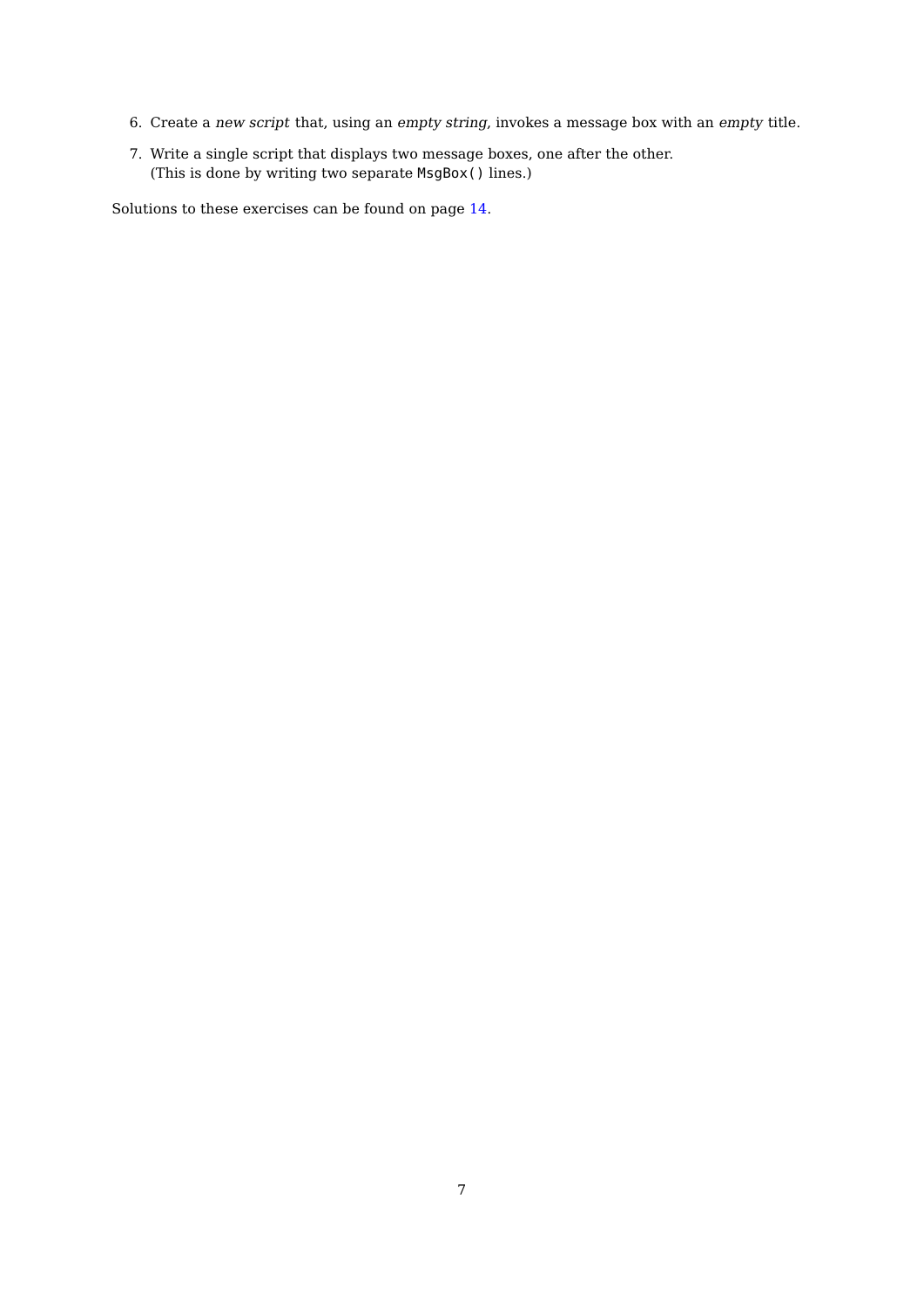6. Create a *new script* that, using an *empty string*, invokes a message box with an *empty* title.
7. Write a single script that displays two message boxes, one after the other.
   (This is done by writing two separate `MsgBox()` lines.)

Solutions to these exercises can be found on page 14.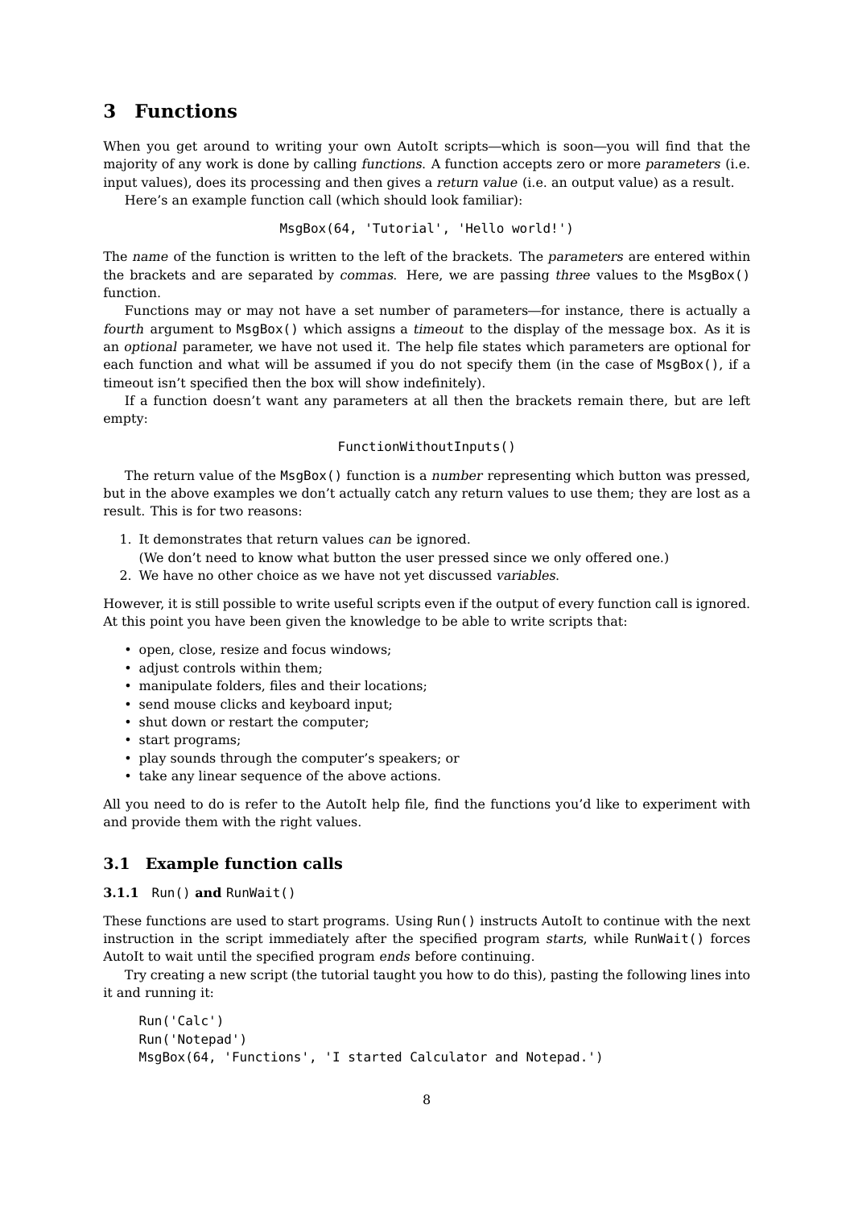# 3 Functions

When you get around to writing your own AutoIt scripts—which is soon—you will find that the majority of any work is done by calling *functions*. A function accepts zero or more *parameters* (i.e. input values), does its processing and then gives a *return value* (i.e. an output value) as a result.

Here's an example function call (which should look familiar):

```
MsgBox(64, 'Tutorial', 'Hello world!')
```

The *name* of the function is written to the left of the brackets. The *parameters* are entered within the brackets and are separated by *commas*. Here, we are passing *three* values to the `MsgBox()` function.

Functions may or may not have a set number of parameters—for instance, there is actually a *fourth* argument to `MsgBox()` which assigns a *timeout* to the display of the message box. As it is an *optional* parameter, we have not used it. The help file states which parameters are optional for each function and what will be assumed if you do not specify them (in the case of `MsgBox()`, if a timeout isn't specified then the box will show indefinitely).

If a function doesn't want any parameters at all then the brackets remain there, but are left empty:

```
FunctionWithoutInputs()
```

The return value of the `MsgBox()` function is a *number* representing which button was pressed, but in the above examples we don't actually catch any return values to use them; they are lost as a result. This is for two reasons:

1. It demonstrates that return values *can* be ignored.
   (We don't need to know what button the user pressed since we only offered one.)
2. We have no other choice as we have not yet discussed *variables*.

However, it is still possible to write useful scripts even if the output of every function call is ignored. At this point you have been given the knowledge to be able to write scripts that:

- open, close, resize and focus windows;
- adjust controls within them;
- manipulate folders, files and their locations;
- send mouse clicks and keyboard input;
- shut down or restart the computer;
- start programs;
- play sounds through the computer's speakers; or
- take any linear sequence of the above actions.

All you need to do is refer to the AutoIt help file, find the functions you'd like to experiment with and provide them with the right values.

## 3.1 Example function calls

### 3.1.1 `Run()` and `RunWait()`

These functions are used to start programs. Using `Run()` instructs AutoIt to continue with the next instruction in the script immediately after the specified program *starts*, while `RunWait()` forces AutoIt to wait until the specified program *ends* before continuing.

Try creating a new script (the tutorial taught you how to do this), pasting the following lines into it and running it:

```
Run('Calc')
Run('Notepad')
MsgBox(64, 'Functions', 'I started Calculator and Notepad.')
```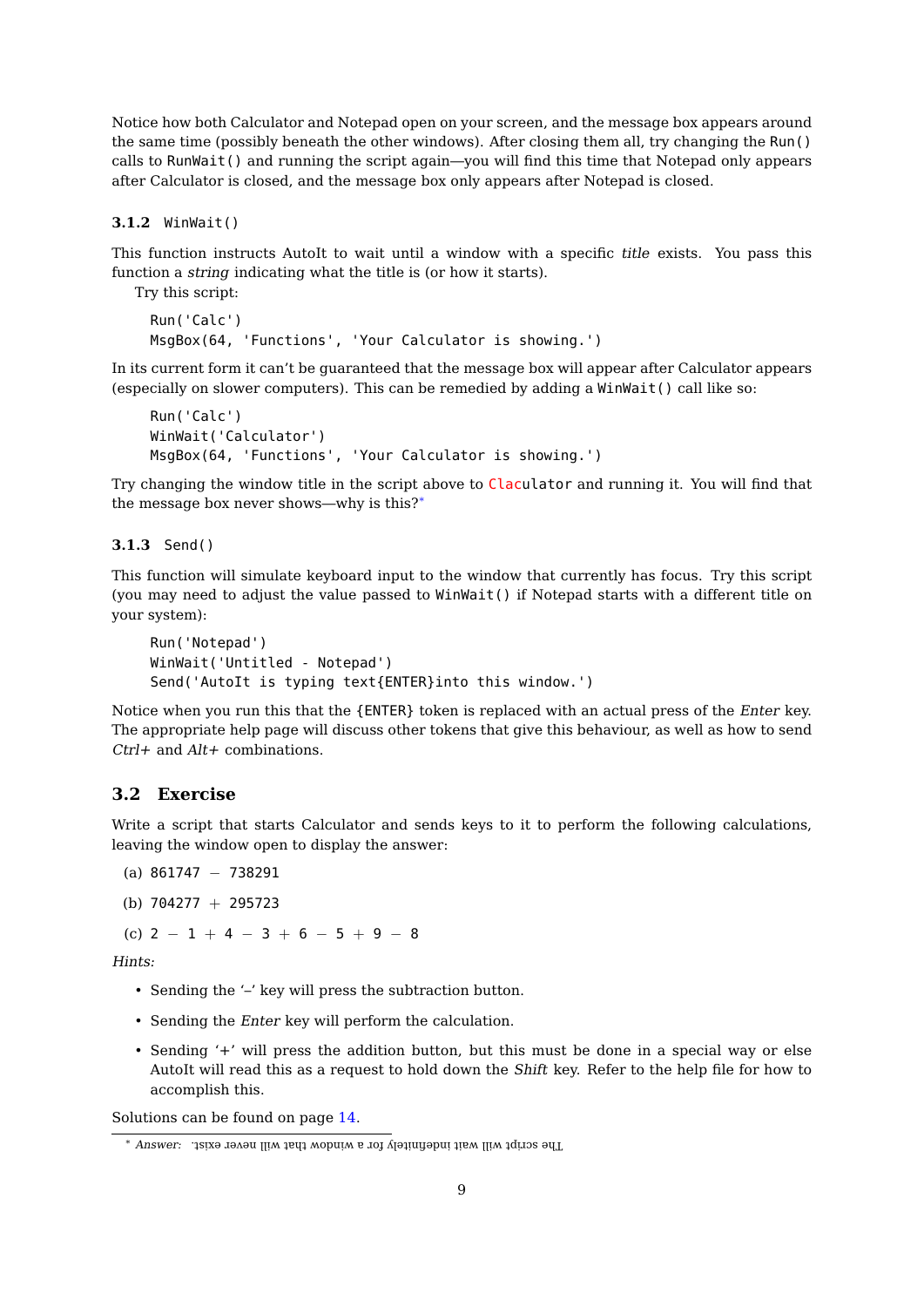Notice how both Calculator and Notepad open on your screen, and the message box appears around the same time (possibly beneath the other windows). After closing them all, try changing the `Run()` calls to `RunWait()` and running the script again—you will find this time that Notepad only appears after Calculator is closed, and the message box only appears after Notepad is closed.

### 3.1.2 `WinWait()`

This function instructs AutoIt to wait until a window with a specific *title* exists. You pass this function a *string* indicating what the title is (or how it starts).

Try this script:

```
Run('Calc')
MsgBox(64, 'Functions', 'Your Calculator is showing.')
```

In its current form it can't be guaranteed that the message box will appear after Calculator appears (especially on slower computers). This can be remedied by adding a `WinWait()` call like so:

```
Run('Calc')
WinWait('Calculator')
MsgBox(64, 'Functions', 'Your Calculator is showing.')
```

Try changing the window title in the script above to `Claculator` and running it. You will find that the message box never shows—why is this?*

### 3.1.3 `Send()`

This function will simulate keyboard input to the window that currently has focus. Try this script (you may need to adjust the value passed to `WinWait()` if Notepad starts with a different title on your system):

```
Run('Notepad')
WinWait('Untitled - Notepad')
Send('AutoIt is typing text{ENTER}into this window.')
```

Notice when you run this that the `{ENTER}` token is replaced with an actual press of the *Enter* key. The appropriate help page will discuss other tokens that give this behaviour, as well as how to send *Ctrl+* and *Alt+* combinations.

## 3.2 Exercise

Write a script that starts Calculator and sends keys to it to perform the following calculations, leaving the window open to display the answer:

(a) 861747 − 738291

(b) 704277 + 295723

(c) 2 − 1 + 4 − 3 + 6 − 5 + 9 − 8

*Hints:*

- Sending the '–' key will press the subtraction button.
- Sending the *Enter* key will perform the calculation.
- Sending '+' will press the addition button, but this must be done in a special way or else AutoIt will read this as a request to hold down the *Shift* key. Refer to the help file for how to accomplish this.

Solutions can be found on page 14.

---

\* *Answer:* The script will wait indefinitely for a window that will never exist.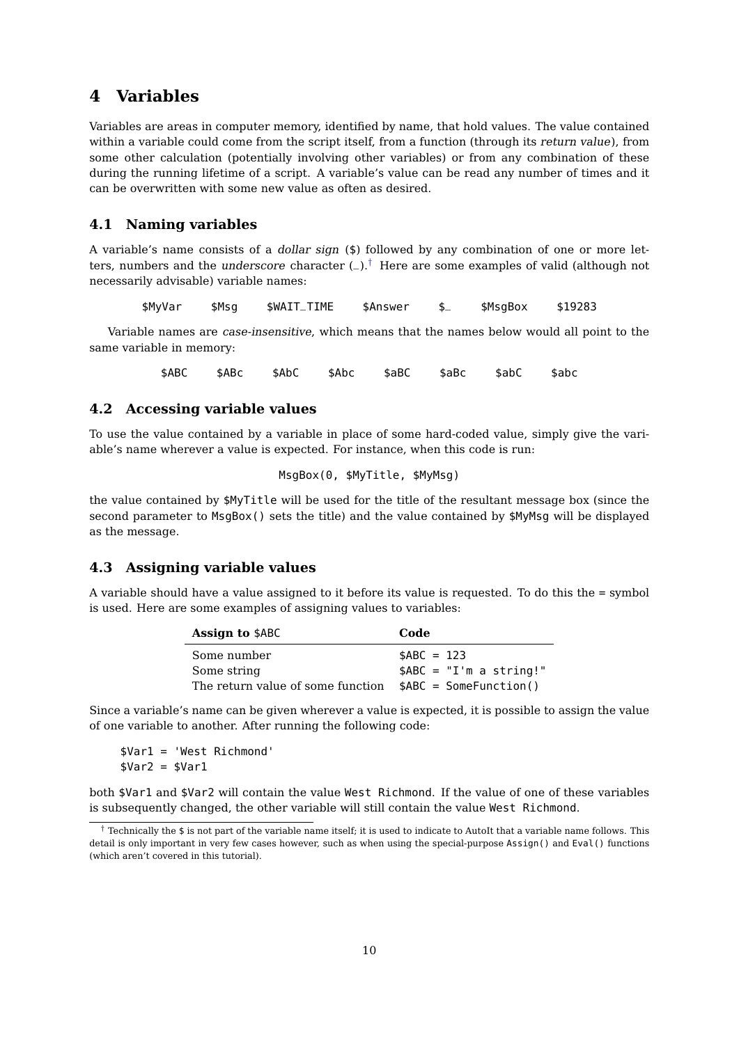# 4 Variables

Variables are areas in computer memory, identified by name, that hold values. The value contained within a variable could come from the script itself, from a function (through its *return value*), from some other calculation (potentially involving other variables) or from any combination of these during the running lifetime of a script. A variable's value can be read any number of times and it can be overwritten with some new value as often as desired.

## 4.1 Naming variables

A variable's name consists of a *dollar sign* ($) followed by any combination of one or more letters, numbers and the *underscore* character (_).[†] Here are some examples of valid (although not necessarily advisable) variable names:

```
$MyVar    $Msg    $WAIT_TIME    $Answer    $_    $MsgBox    $19283
```

Variable names are *case-insensitive*, which means that the names below would all point to the same variable in memory:

```
$ABC    $ABc    $AbC    $Abc    $aBC    $aBc    $abC    $abc
```

## 4.2 Accessing variable values

To use the value contained by a variable in place of some hard-coded value, simply give the variable's name wherever a value is expected. For instance, when this code is run:

```
MsgBox(0, $MyTitle, $MyMsg)
```

the value contained by `$MyTitle` will be used for the title of the resultant message box (since the second parameter to `MsgBox()` sets the title) and the value contained by `$MyMsg` will be displayed as the message.

## 4.3 Assigning variable values

A variable should have a value assigned to it before its value is requested. To do this the = symbol is used. Here are some examples of assigning values to variables:

| **Assign to** `$ABC` | **Code** |
|---|---|
| Some number | `$ABC = 123` |
| Some string | `$ABC = "I'm a string!"` |
| The return value of some function | `$ABC = SomeFunction()` |

Since a variable's name can be given wherever a value is expected, it is possible to assign the value of one variable to another. After running the following code:

```
$Var1 = 'West Richmond'
$Var2 = $Var1
```

both `$Var1` and `$Var2` will contain the value `West Richmond`. If the value of one of these variables is subsequently changed, the other variable will still contain the value `West Richmond`.

[†] Technically the $ is not part of the variable name itself; it is used to indicate to AutoIt that a variable name follows. This detail is only important in very few cases however, such as when using the special-purpose `Assign()` and `Eval()` functions (which aren't covered in this tutorial).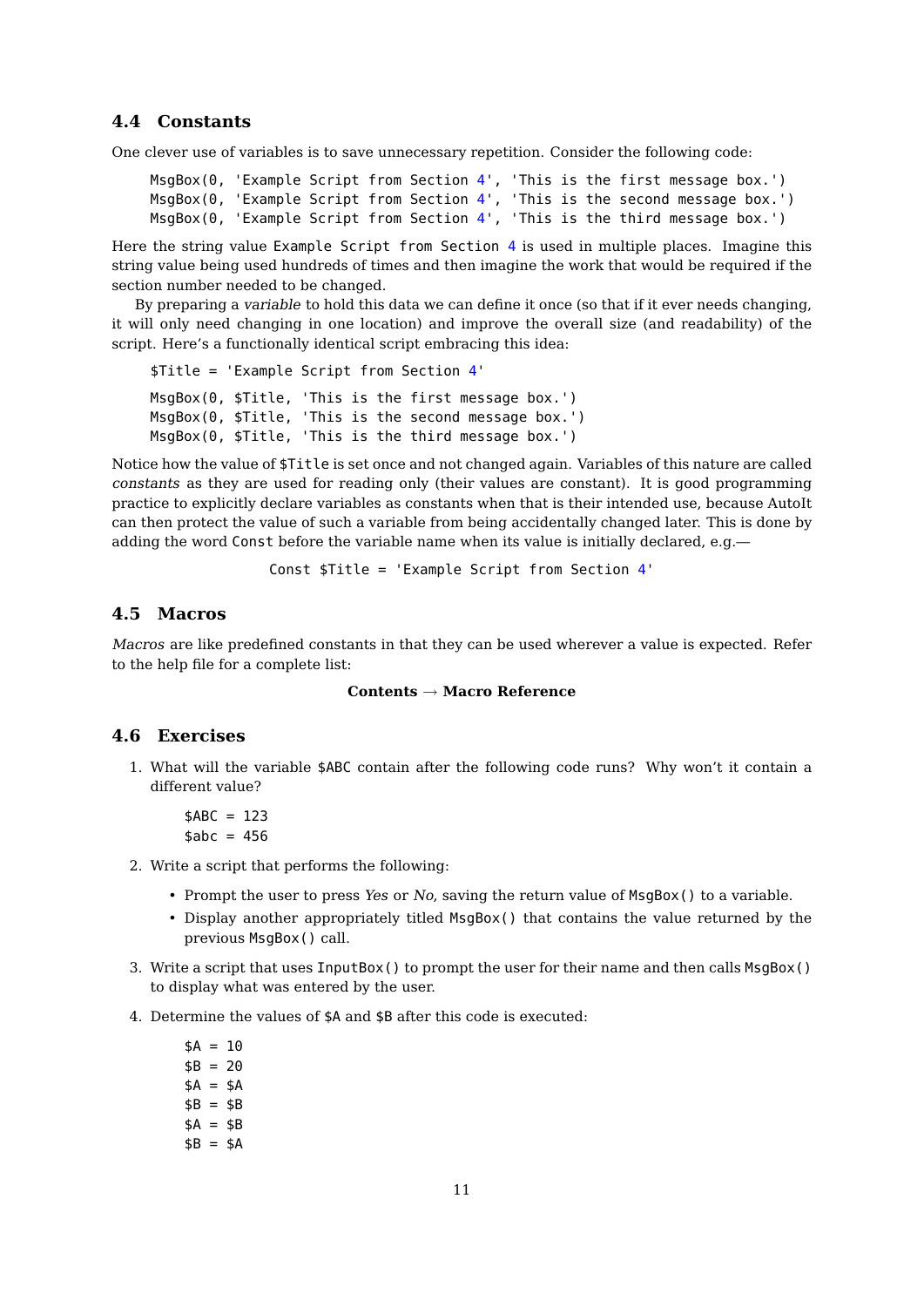### 4.4 Constants

One clever use of variables is to save unnecessary repetition. Consider the following code:

```
MsgBox(0, 'Example Script from Section 4', 'This is the first message box.')
MsgBox(0, 'Example Script from Section 4', 'This is the second message box.')
MsgBox(0, 'Example Script from Section 4', 'This is the third message box.')
```

Here the string value `Example Script from Section 4` is used in multiple places. Imagine this string value being used hundreds of times and then imagine the work that would be required if the section number needed to be changed.

By preparing a *variable* to hold this data we can define it once (so that if it ever needs changing, it will only need changing in one location) and improve the overall size (and readability) of the script. Here's a functionally identical script embracing this idea:

```
$Title = 'Example Script from Section 4'

MsgBox(0, $Title, 'This is the first message box.')
MsgBox(0, $Title, 'This is the second message box.')
MsgBox(0, $Title, 'This is the third message box.')
```

Notice how the value of `$Title` is set once and not changed again. Variables of this nature are called *constants* as they are used for reading only (their values are constant). It is good programming practice to explicitly declare variables as constants when that is their intended use, because AutoIt can then protect the value of such a variable from being accidentally changed later. This is done by adding the word `Const` before the variable name when its value is initially declared, e.g.—

```
Const $Title = 'Example Script from Section 4'
```

### 4.5 Macros

*Macros* are like predefined constants in that they can be used wherever a value is expected. Refer to the help file for a complete list:

**Contents → Macro Reference**

### 4.6 Exercises

1. What will the variable `$ABC` contain after the following code runs? Why won't it contain a different value?

   ```
   $ABC = 123
   $abc = 456
   ```

2. Write a script that performs the following:
   - Prompt the user to press *Yes* or *No*, saving the return value of `MsgBox()` to a variable.
   - Display another appropriately titled `MsgBox()` that contains the value returned by the previous `MsgBox()` call.

3. Write a script that uses `InputBox()` to prompt the user for their name and then calls `MsgBox()` to display what was entered by the user.

4. Determine the values of `$A` and `$B` after this code is executed:

   ```
   $A = 10
   $B = 20
   $A = $A
   $B = $B
   $A = $B
   $B = $A
   ```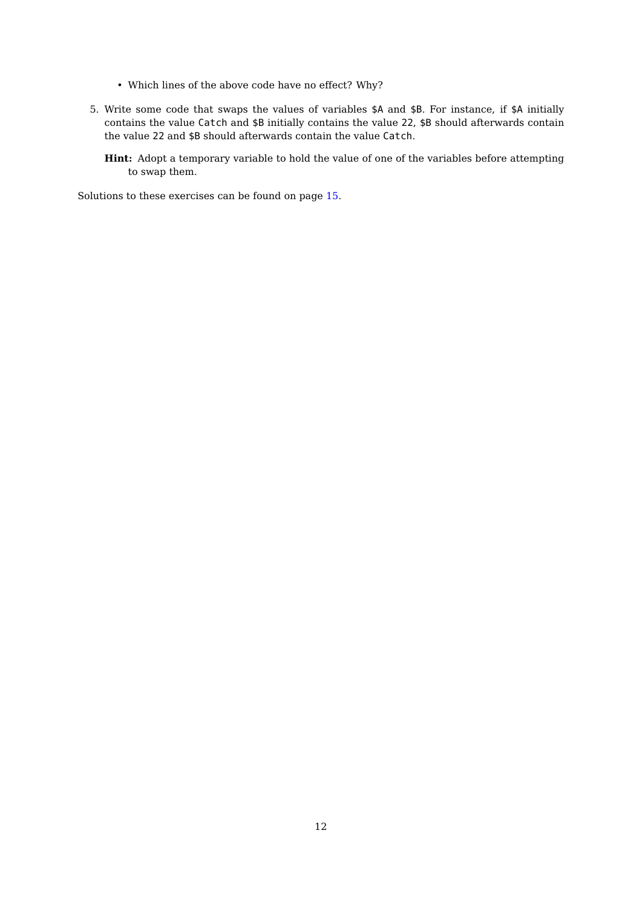- Which lines of the above code have no effect? Why?

5. Write some code that swaps the values of variables `$A` and `$B`. For instance, if `$A` initially contains the value `Catch` and `$B` initially contains the value `22`, `$B` should afterwards contain the value `22` and `$B` should afterwards contain the value `Catch`.

   **Hint:** Adopt a temporary variable to hold the value of one of the variables before attempting to swap them.

Solutions to these exercises can be found on page 15.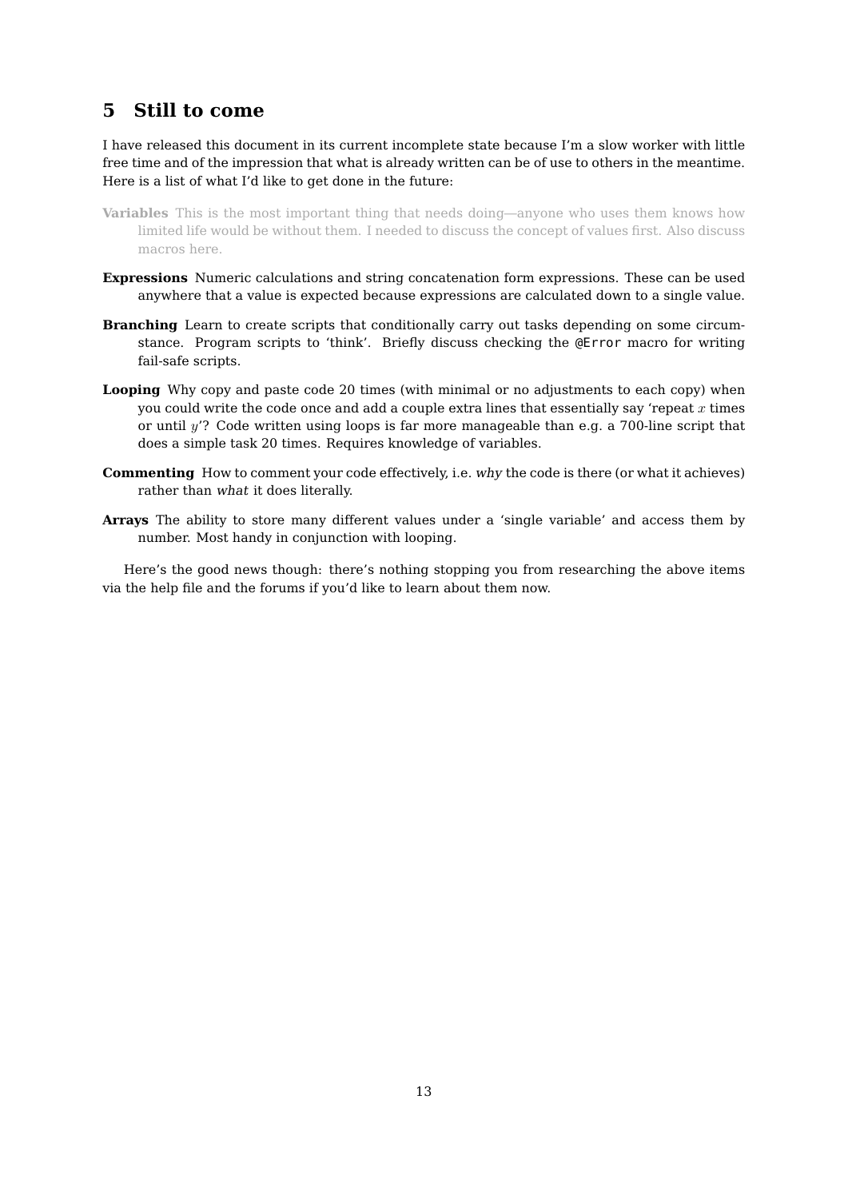# 5 Still to come

I have released this document in its current incomplete state because I'm a slow worker with little free time and of the impression that what is already written can be of use to others in the meantime. Here is a list of what I'd like to get done in the future:

**Variables** This is the most important thing that needs doing—anyone who uses them knows how limited life would be without them. I needed to discuss the concept of values first. Also discuss macros here.

**Expressions** Numeric calculations and string concatenation form expressions. These can be used anywhere that a value is expected because expressions are calculated down to a single value.

**Branching** Learn to create scripts that conditionally carry out tasks depending on some circumstance. Program scripts to 'think'. Briefly discuss checking the `@Error` macro for writing fail-safe scripts.

**Looping** Why copy and paste code 20 times (with minimal or no adjustments to each copy) when you could write the code once and add a couple extra lines that essentially say 'repeat $x$ times or until $y$'? Code written using loops is far more manageable than e.g. a 700-line script that does a simple task 20 times. Requires knowledge of variables.

**Commenting** How to comment your code effectively, i.e. *why* the code is there (or what it achieves) rather than *what* it does literally.

**Arrays** The ability to store many different values under a 'single variable' and access them by number. Most handy in conjunction with looping.

Here's the good news though: there's nothing stopping you from researching the above items via the help file and the forums if you'd like to learn about them now.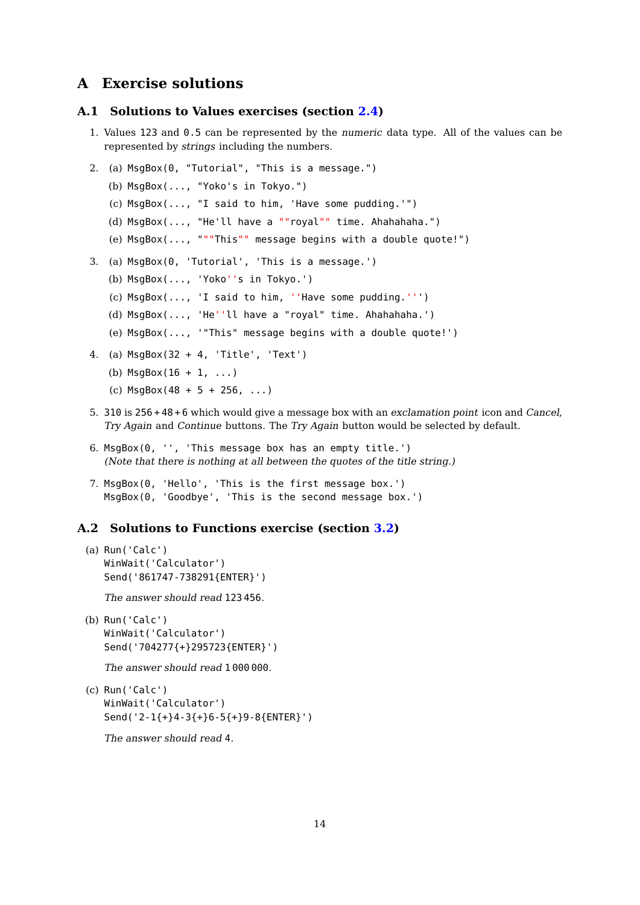# A Exercise solutions

## A.1 Solutions to Values exercises (section 2.4)

1. Values `123` and `0.5` can be represented by the *numeric* data type. All of the values can be represented by *strings* including the numbers.

2. (a) `MsgBox(0, "Tutorial", "This is a message.")`
   
   (b) `MsgBox(..., "Yoko's in Tokyo.")`
   
   (c) `MsgBox(..., "I said to him, 'Have some pudding.'")`
   
   (d) `MsgBox(..., "He'll have a ""royal"" time. Ahahahaha.")`
   
   (e) `MsgBox(..., """This"" message begins with a double quote!")`

3. (a) `MsgBox(0, 'Tutorial', 'This is a message.')`
   
   (b) `MsgBox(..., 'Yoko''s in Tokyo.')`
   
   (c) `MsgBox(..., 'I said to him, ''Have some pudding.''')`
   
   (d) `MsgBox(..., 'He''ll have a "royal" time. Ahahahaha.')`
   
   (e) `MsgBox(..., '"This" message begins with a double quote!')`

4. (a) `MsgBox(32 + 4, 'Title', 'Text')`
   
   (b) `MsgBox(16 + 1, ...)`
   
   (c) `MsgBox(48 + 5 + 256, ...)`

5. `310` is $256+48+6$ which would give a message box with an *exclamation point* icon and *Cancel*, *Try Again* and *Continue* buttons. The *Try Again* button would be selected by default.

6. `MsgBox(0, '', 'This message box has an empty title.')`
   *(Note that there is nothing at all between the quotes of the title string.)*

7. ```
   MsgBox(0, 'Hello', 'This is the first message box.')
   MsgBox(0, 'Goodbye', 'This is the second message box.')
   ```

## A.2 Solutions to Functions exercise (section 3.2)

(a)
```
Run('Calc')
WinWait('Calculator')
Send('861747-738291{ENTER}')
```

*The answer should read* 123 456.

(b)
```
Run('Calc')
WinWait('Calculator')
Send('704277{+}295723{ENTER}')
```

*The answer should read* 1 000 000.

(c)
```
Run('Calc')
WinWait('Calculator')
Send('2-1{+}4-3{+}6-5{+}9-8{ENTER}')
```

*The answer should read* 4.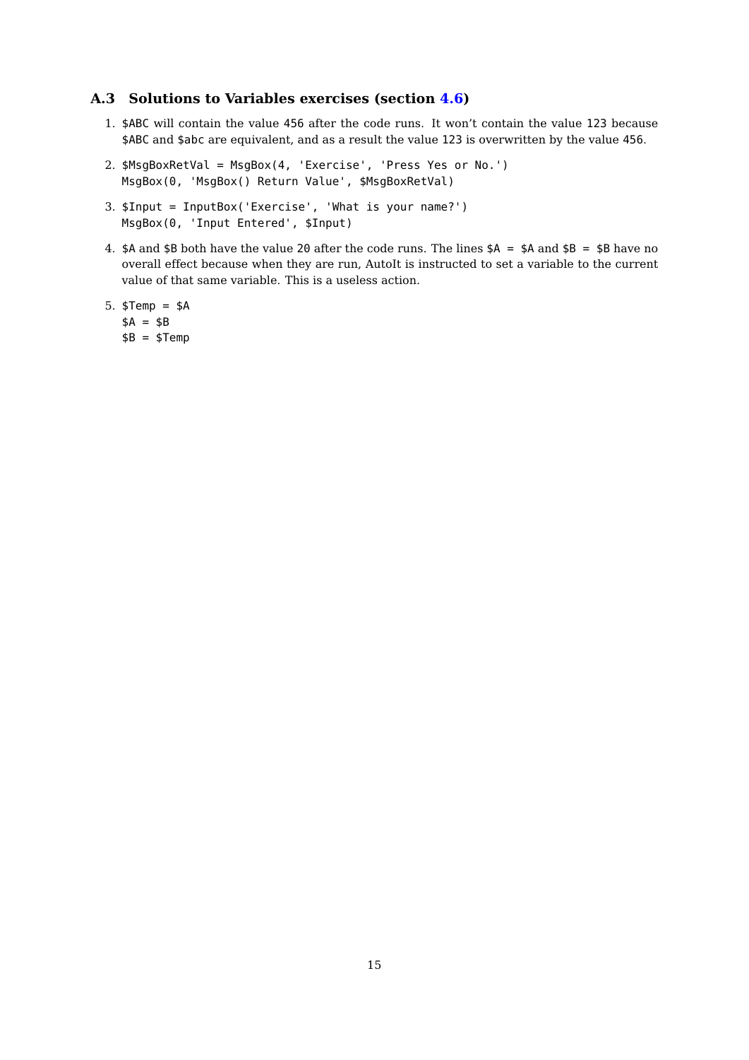### A.3 Solutions to Variables exercises (section 4.6)

1. `$ABC` will contain the value `456` after the code runs. It won't contain the value `123` because `$ABC` and `$abc` are equivalent, and as a result the value `123` is overwritten by the value `456`.

2. ```
   $MsgBoxRetVal = MsgBox(4, 'Exercise', 'Press Yes or No.')
   MsgBox(0, 'MsgBox() Return Value', $MsgBoxRetVal)
   ```

3. ```
   $Input = InputBox('Exercise', 'What is your name?')
   MsgBox(0, 'Input Entered', $Input)
   ```

4. `$A` and `$B` both have the value `20` after the code runs. The lines `$A = $A` and `$B = $B` have no overall effect because when they are run, AutoIt is instructed to set a variable to the current value of that same variable. This is a useless action.

5. ```
   $Temp = $A
   $A = $B
   $B = $Temp
   ```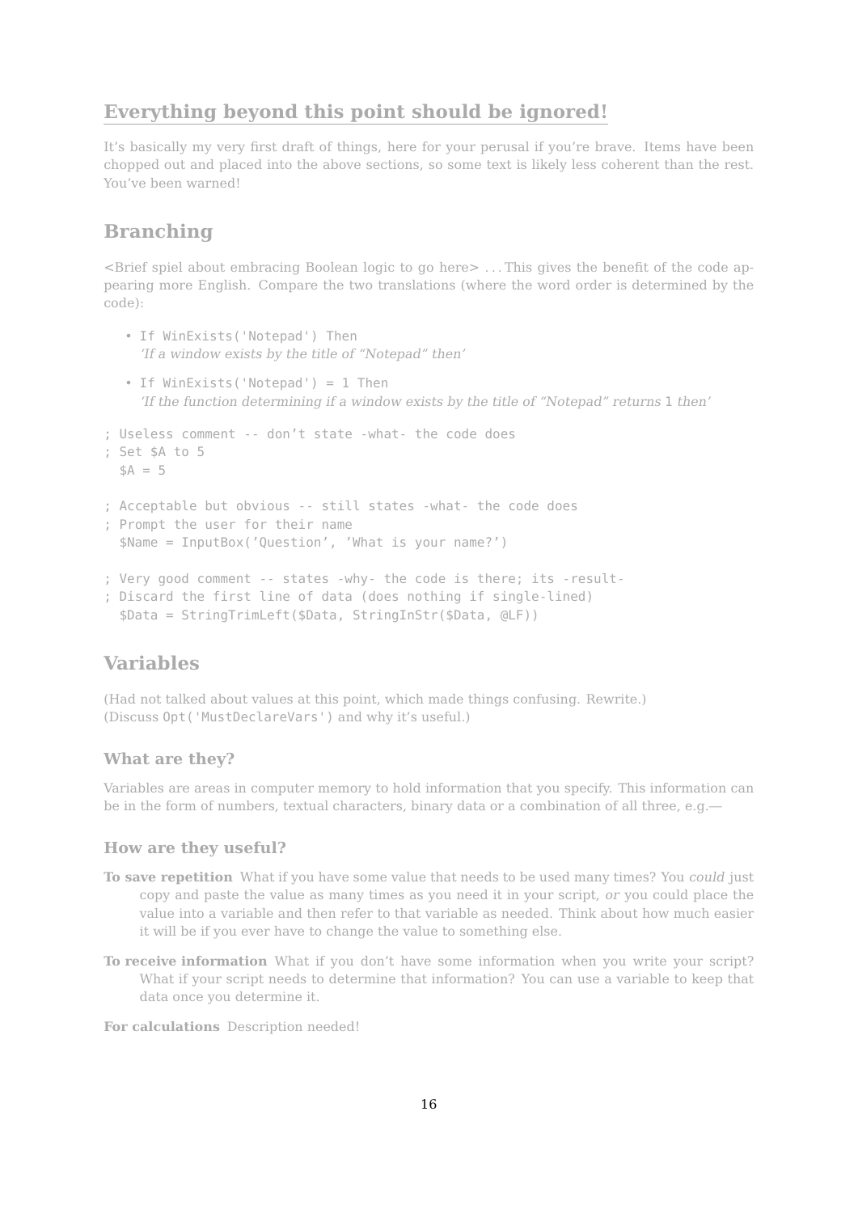## Everything beyond this point should be ignored!

It's basically my very first draft of things, here for your perusal if you're brave. Items have been chopped out and placed into the above sections, so some text is likely less coherent than the rest. You've been warned!

## Branching

<Brief spiel about embracing Boolean logic to go here> . . . This gives the benefit of the code appearing more English. Compare the two translations (where the word order is determined by the code):

- `If WinExists('Notepad') Then`
  *'If a window exists by the title of "Notepad" then'*
- `If WinExists('Notepad') = 1 Then`
  *'If the function determining if a window exists by the title of "Notepad" returns* 1 *then'*

```
; Useless comment -- don't state -what- the code does
; Set $A to 5
  $A = 5

; Acceptable but obvious -- still states -what- the code does
; Prompt the user for their name
  $Name = InputBox('Question', 'What is your name?')

; Very good comment -- states -why- the code is there; its -result-
; Discard the first line of data (does nothing if single-lined)
  $Data = StringTrimLeft($Data, StringInStr($Data, @LF))
```

## Variables

(Had not talked about values at this point, which made things confusing. Rewrite.)
(Discuss `Opt('MustDeclareVars')` and why it's useful.)

### What are they?

Variables are areas in computer memory to hold information that you specify. This information can be in the form of numbers, textual characters, binary data or a combination of all three, e.g.—

### How are they useful?

**To save repetition** What if you have some value that needs to be used many times? You *could* just copy and paste the value as many times as you need it in your script, *or* you could place the value into a variable and then refer to that variable as needed. Think about how much easier it will be if you ever have to change the value to something else.

**To receive information** What if you don't have some information when you write your script? What if your script needs to determine that information? You can use a variable to keep that data once you determine it.

**For calculations** Description needed!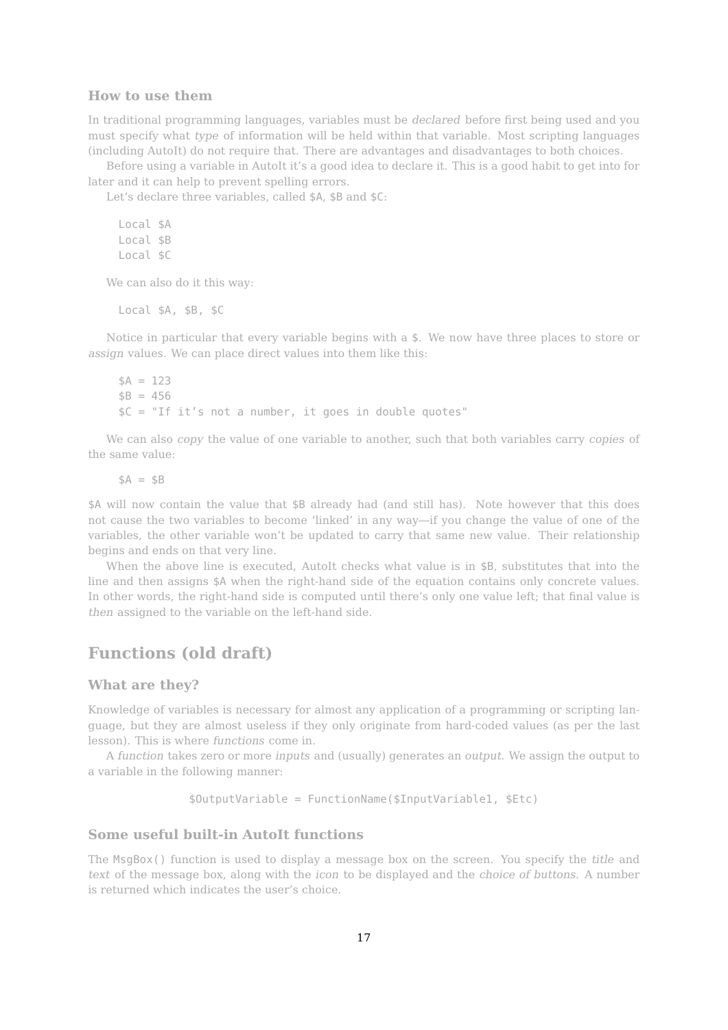### How to use them

In traditional programming languages, variables must be *declared* before first being used and you must specify what *type* of information will be held within that variable. Most scripting languages (including AutoIt) do not require that. There are advantages and disadvantages to both choices.

Before using a variable in AutoIt it's a good idea to declare it. This is a good habit to get into for later and it can help to prevent spelling errors.

Let's declare three variables, called `$A`, `$B` and `$C`:

```
Local $A
Local $B
Local $C
```

We can also do it this way:

```
Local $A, $B, $C
```

Notice in particular that every variable begins with a `$`. We now have three places to store or *assign* values. We can place direct values into them like this:

```
$A = 123
$B = 456
$C = "If it's not a number, it goes in double quotes"
```

We can also *copy* the value of one variable to another, such that both variables carry *copies* of the same value:

```
$A = $B
```

`$A` will now contain the value that `$B` already had (and still has). Note however that this does not cause the two variables to become 'linked' in any way—if you change the value of one of the variables, the other variable won't be updated to carry that same new value. Their relationship begins and ends on that very line.

When the above line is executed, AutoIt checks what value is in `$B`, substitutes that into the line and then assigns `$A` when the right-hand side of the equation contains only concrete values. In other words, the right-hand side is computed until there's only one value left; that final value is *then* assigned to the variable on the left-hand side.

## Functions (old draft)

### What are they?

Knowledge of variables is necessary for almost any application of a programming or scripting language, but they are almost useless if they only originate from hard-coded values (as per the last lesson). This is where *functions* come in.

A *function* takes zero or more *inputs* and (usually) generates an *output*. We assign the output to a variable in the following manner:

```
$OutputVariable = FunctionName($InputVariable1, $Etc)
```

### Some useful built-in AutoIt functions

The `MsgBox()` function is used to display a message box on the screen. You specify the *title* and *text* of the message box, along with the *icon* to be displayed and the *choice of buttons*. A number is returned which indicates the user's choice.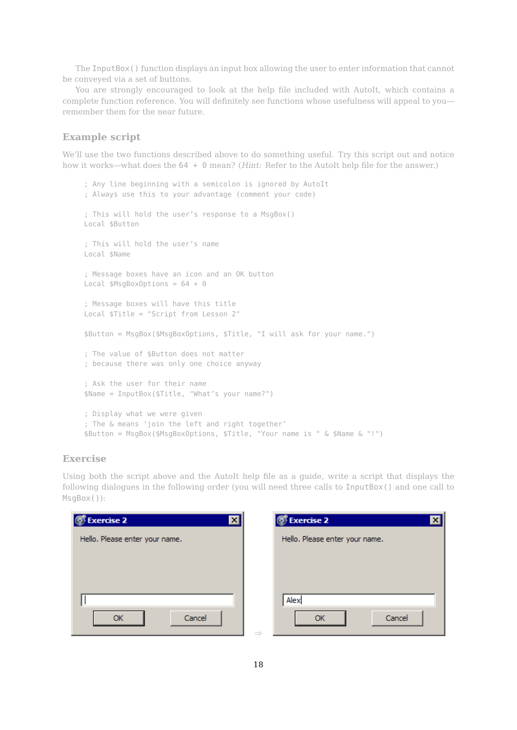The `InputBox()` function displays an input box allowing the user to enter information that cannot be conveyed via a set of buttons.

You are strongly encouraged to look at the help file included with AutoIt, which contains a complete function reference. You will definitely see functions whose usefulness will appeal to you—remember them for the near future.

## Example script

We'll use the two functions described above to do something useful. Try this script out and notice how it works—what does the `64 + 0` mean? (*Hint:* Refer to the AutoIt help file for the answer.)

```
; Any line beginning with a semicolon is ignored by AutoIt
; Always use this to your advantage (comment your code)

; This will hold the user's response to a MsgBox()
Local $Button

; This will hold the user's name
Local $Name

; Message boxes have an icon and an OK button
Local $MsgBoxOptions = 64 + 0

; Message boxes will have this title
Local $Title = "Script from Lesson 2"

$Button = MsgBox($MsgBoxOptions, $Title, "I will ask for your name.")

; The value of $Button does not matter
; because there was only one choice anyway

; Ask the user for their name
$Name = InputBox($Title, "What's your name?")

; Display what we were given
; The & means 'join the left and right together'
$Button = MsgBox($MsgBoxOptions, $Title, "Your name is " & $Name & "!")
```

## Exercise

Using both the script above and the AutoIt help file as a guide, write a script that displays the following dialogues in the following order (you will need three calls to `InputBox()` and one call to `MsgBox()`):

Exercise 2 — Hello. Please enter your name. [ ] OK Cancel ⇒ Exercise 2 — Hello. Please enter your name. [Alex] OK Cancel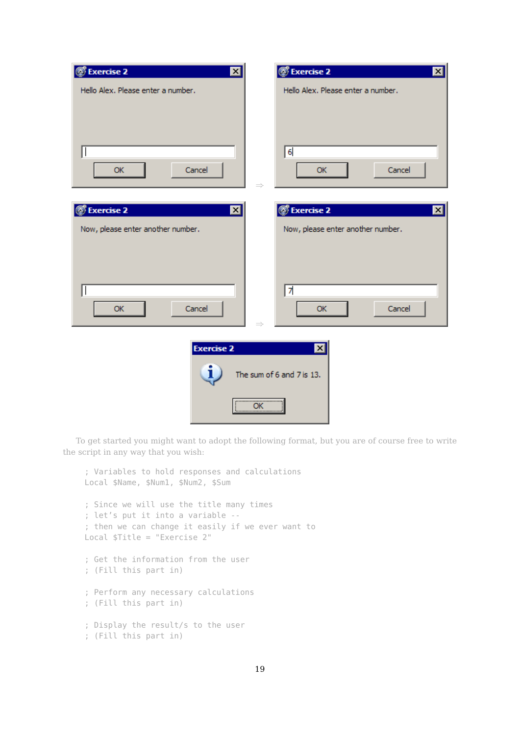To get started you might want to adopt the following format, but you are of course free to write the script in any way that you wish:

```
; Variables to hold responses and calculations
Local $Name, $Num1, $Num2, $Sum

; Since we will use the title many times
; let's put it into a variable --
; then we can change it easily if we ever want to
Local $Title = "Exercise 2"

; Get the information from the user
; (Fill this part in)

; Perform any necessary calculations
; (Fill this part in)

; Display the result/s to the user
; (Fill this part in)
```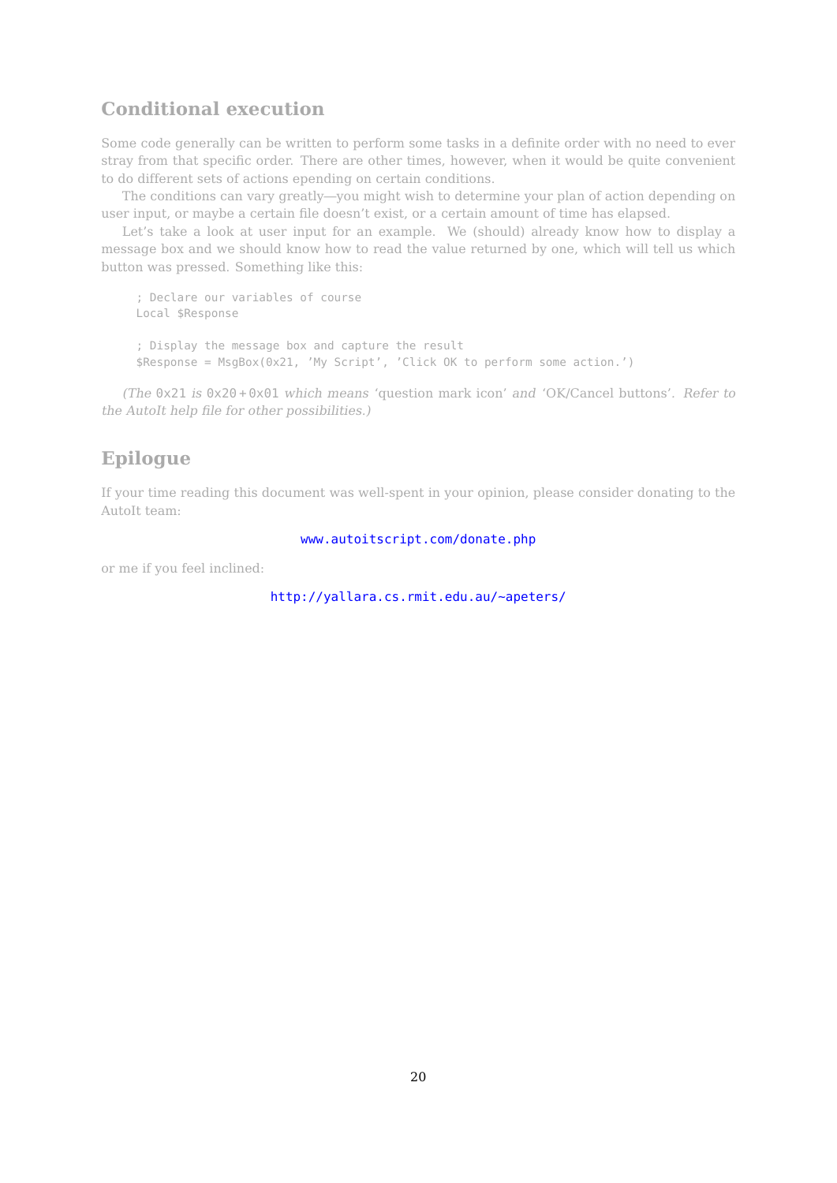## Conditional execution

Some code generally can be written to perform some tasks in a definite order with no need to ever stray from that specific order. There are other times, however, when it would be quite convenient to do different sets of actions epending on certain conditions.

The conditions can vary greatly—you might wish to determine your plan of action depending on user input, or maybe a certain file doesn't exist, or a certain amount of time has elapsed.

Let's take a look at user input for an example. We (should) already know how to display a message box and we should know how to read the value returned by one, which will tell us which button was pressed. Something like this:

```
; Declare our variables of course
Local $Response

; Display the message box and capture the result
$Response = MsgBox(0x21, 'My Script', 'Click OK to perform some action.')
```

*(The* `0x21` *is* `0x20 + 0x01` *which means* 'question mark icon' *and* 'OK/Cancel buttons'. *Refer to the AutoIt help file for other possibilities.)*

## Epilogue

If your time reading this document was well-spent in your opinion, please consider donating to the AutoIt team:

www.autoitscript.com/donate.php

or me if you feel inclined:

http://yallara.cs.rmit.edu.au/~apeters/